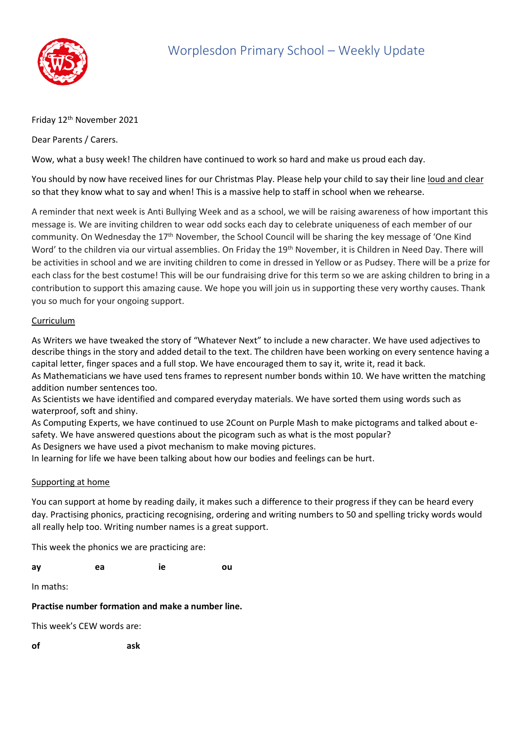# Worplesdon Primary School – Weekly Update

Friday 12th November 2021

Dear Parents / Carers.

Wow, what a busy week! The children have continued to work so hard and make us proud each day.

You should by now have received lines for our Christmas Play. Please help your child to say their line loud and clear so that they know what to say and when! This is a massive help to staff in school when we rehearse.

A reminder that next week is Anti Bullying Week and as a school, we will be raising awareness of how important this message is. We are inviting children to wear odd socks each day to celebrate uniqueness of each member of our community. On Wednesday the 17th November, the School Council will be sharing the key message of 'One Kind Word' to the children via our virtual assemblies. On Friday the 19th November, it is Children in Need Day. There will be activities in school and we are inviting children to come in dressed in Yellow or as Pudsey. There will be a prize for each class for the best costume! This will be our fundraising drive for this term so we are asking children to bring in a contribution to support this amazing cause. We hope you will join us in supporting these very worthy causes. Thank you so much for your ongoing support.

## Curriculum

As Writers we have tweaked the story of "Whatever Next" to include a new character. We have used adjectives to describe things in the story and added detail to the text. The children have been working on every sentence having a capital letter, finger spaces and a full stop. We have encouraged them to say it, write it, read it back.
As Mathematicians we have used tens frames to represent number bonds within 10. We have written the matching addition number sentences too.
As Scientists we have identified and compared everyday materials. We have sorted them using words such as waterproof, soft and shiny.
As Computing Experts, we have continued to use 2Count on Purple Mash to make pictograms and talked about e-safety. We have answered questions about the picogram such as what is the most popular?
As Designers we have used a pivot mechanism to make moving pictures.
In learning for life we have been talking about how our bodies and feelings can be hurt.

## Supporting at home

You can support at home by reading daily, it makes such a difference to their progress if they can be heard every day. Practising phonics, practicing recognising, ordering and writing numbers to 50 and spelling tricky words would all really help too. Writing number names is a great support.

This week the phonics we are practicing are:

**ay** **ea** **ie** **ou**

In maths:

**Practise number formation and make a number line.**

This week's CEW words are:

**of** **ask**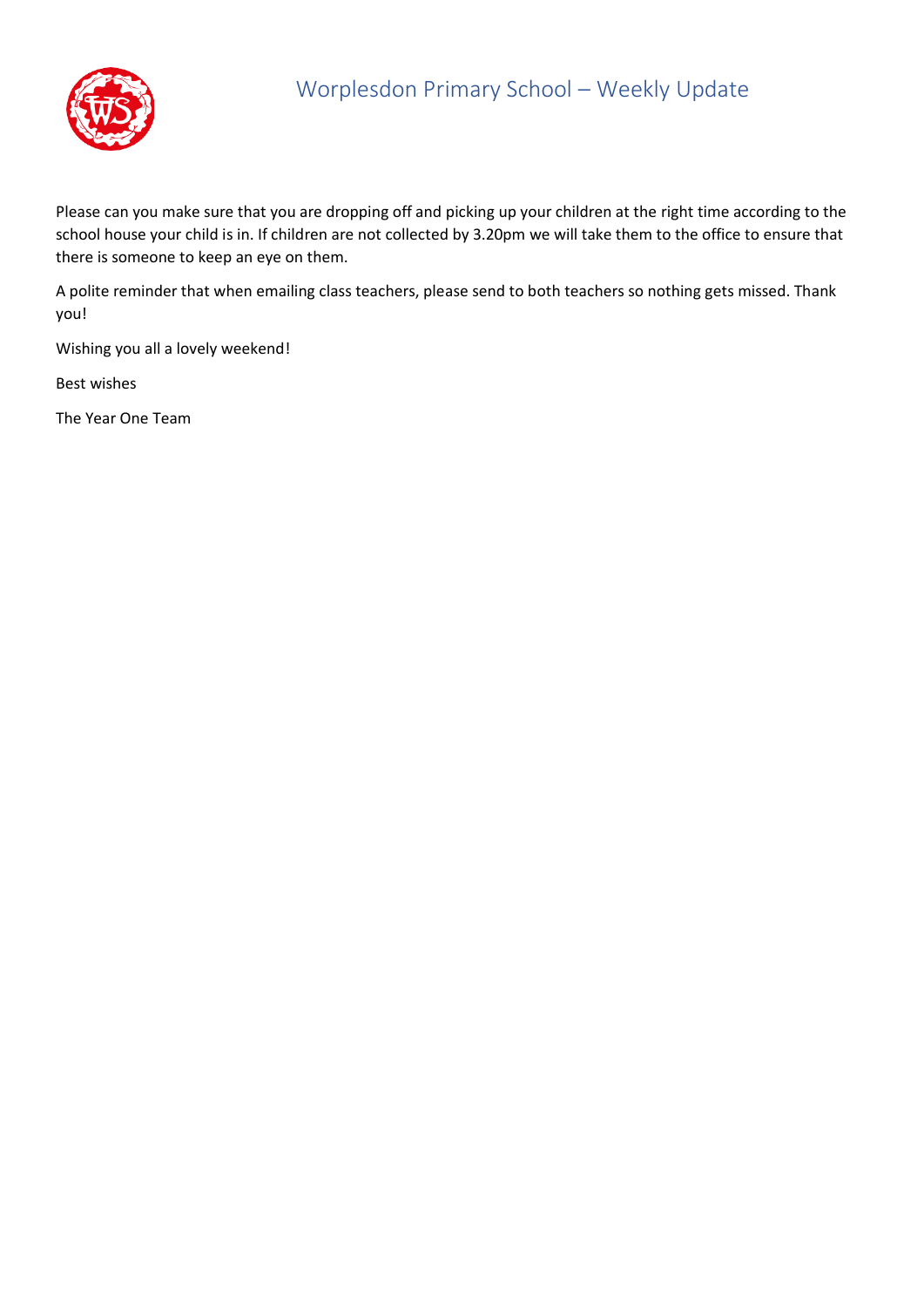# Worplesdon Primary School – Weekly Update

Please can you make sure that you are dropping off and picking up your children at the right time according to the school house your child is in. If children are not collected by 3.20pm we will take them to the office to ensure that there is someone to keep an eye on them.

A polite reminder that when emailing class teachers, please send to both teachers so nothing gets missed. Thank you!

Wishing you all a lovely weekend!

Best wishes

The Year One Team